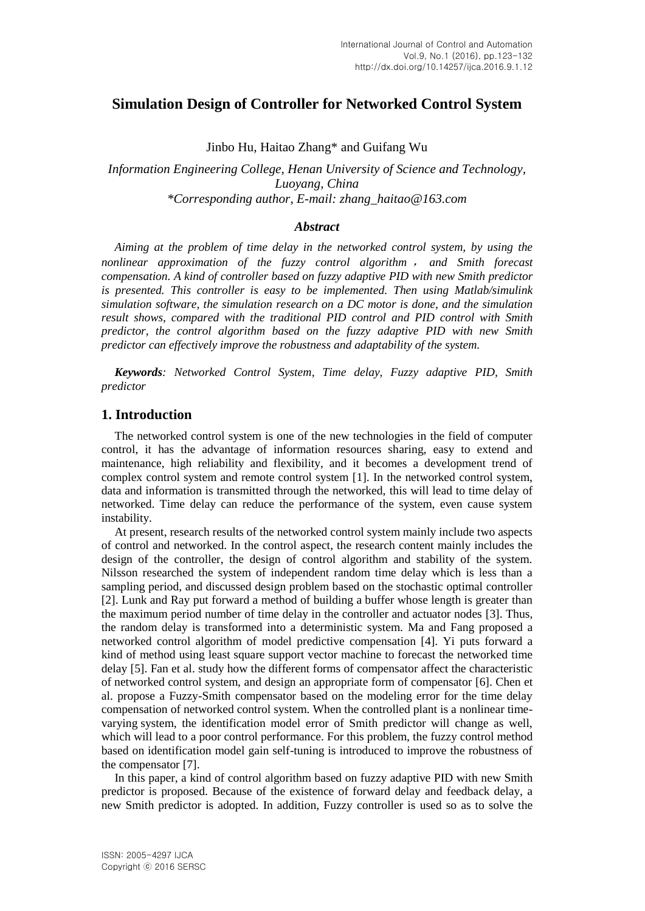# Simulation Design of Controller for Networked Control System

Jinbo Hu, Haitao Zhang* and Guifang Wu

*Information Engineering College, Henan University of Science and Technology, Luoyang, China*
*\*Corresponding author, E-mail: zhang_haitao@163.com*

### *Abstract*

*Aiming at the problem of time delay in the networked control system, by using the nonlinear approximation of the fuzzy control algorithm，and Smith forecast compensation. A kind of controller based on fuzzy adaptive PID with new Smith predictor is presented. This controller is easy to be implemented. Then using Matlab/simulink simulation software, the simulation research on a DC motor is done, and the simulation result shows, compared with the traditional PID control and PID control with Smith predictor, the control algorithm based on the fuzzy adaptive PID with new Smith predictor can effectively improve the robustness and adaptability of the system.*

***Keywords****: Networked Control System, Time delay, Fuzzy adaptive PID, Smith predictor*

## 1. Introduction

The networked control system is one of the new technologies in the field of computer control, it has the advantage of information resources sharing, easy to extend and maintenance, high reliability and flexibility, and it becomes a development trend of complex control system and remote control system [1]. In the networked control system, data and information is transmitted through the networked, this will lead to time delay of networked. Time delay can reduce the performance of the system, even cause system instability.

At present, research results of the networked control system mainly include two aspects of control and networked. In the control aspect, the research content mainly includes the design of the controller, the design of control algorithm and stability of the system. Nilsson researched the system of independent random time delay which is less than a sampling period, and discussed design problem based on the stochastic optimal controller [2]. Lunk and Ray put forward a method of building a buffer whose length is greater than the maximum period number of time delay in the controller and actuator nodes [3]. Thus, the random delay is transformed into a deterministic system. Ma and Fang proposed a networked control algorithm of model predictive compensation [4]. Yi puts forward a kind of method using least square support vector machine to forecast the networked time delay [5]. Fan et al. study how the different forms of compensator affect the characteristic of networked control system, and design an appropriate form of compensator [6]. Chen et al. propose a Fuzzy-Smith compensator based on the modeling error for the time delay compensation of networked control system. When the controlled plant is a nonlinear time-varying system, the identification model error of Smith predictor will change as well, which will lead to a poor control performance. For this problem, the fuzzy control method based on identification model gain self-tuning is introduced to improve the robustness of the compensator [7].

In this paper, a kind of control algorithm based on fuzzy adaptive PID with new Smith predictor is proposed. Because of the existence of forward delay and feedback delay, a new Smith predictor is adopted. In addition, Fuzzy controller is used so as to solve the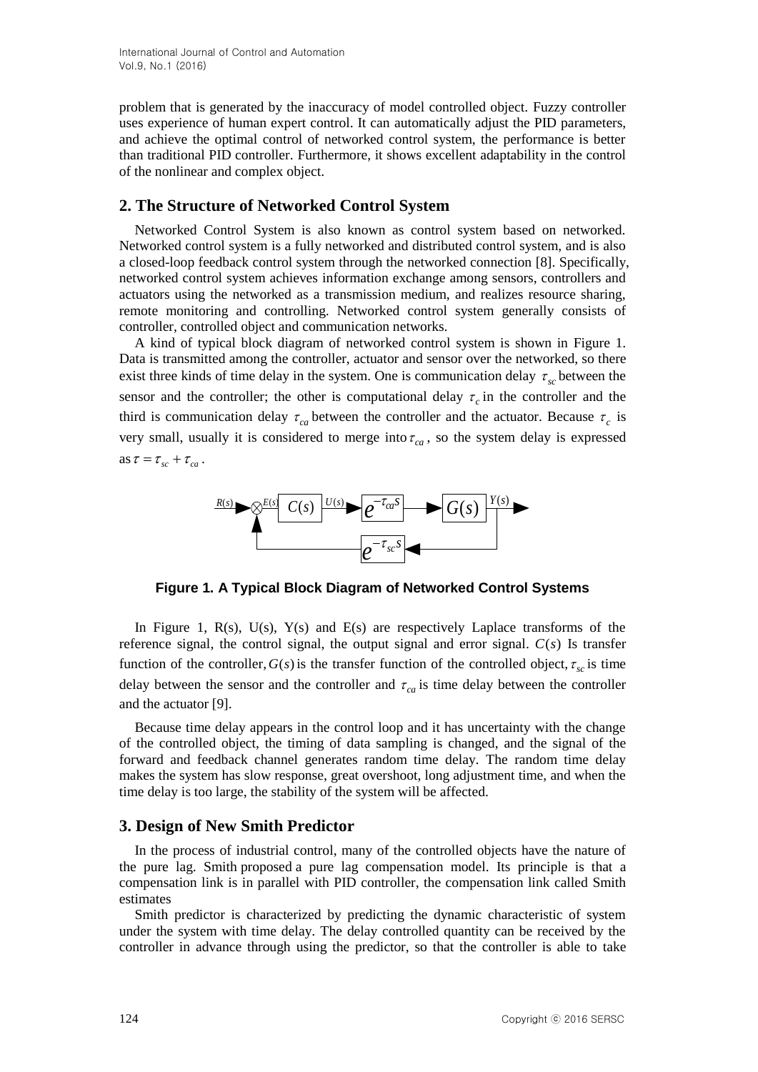problem that is generated by the inaccuracy of model controlled object. Fuzzy controller uses experience of human expert control. It can automatically adjust the PID parameters, and achieve the optimal control of networked control system, the performance is better than traditional PID controller. Furthermore, it shows excellent adaptability in the control of the nonlinear and complex object.

## 2. The Structure of Networked Control System

Networked Control System is also known as control system based on networked. Networked control system is a fully networked and distributed control system, and is also a closed-loop feedback control system through the networked connection [8]. Specifically, networked control system achieves information exchange among sensors, controllers and actuators using the networked as a transmission medium, and realizes resource sharing, remote monitoring and controlling. Networked control system generally consists of controller, controlled object and communication networks.

A kind of typical block diagram of networked control system is shown in Figure 1. Data is transmitted among the controller, actuator and sensor over the networked, so there exist three kinds of time delay in the system. One is communication delay $\tau_{sc}$ between the sensor and the controller; the other is computational delay $\tau_c$ in the controller and the third is communication delay $\tau_{ca}$ between the controller and the actuator. Because $\tau_c$ is very small, usually it is considered to merge into $\tau_{ca}$, so the system delay is expressed as $\tau = \tau_{sc} + \tau_{ca}$.

**Figure 1. A Typical Block Diagram of Networked Control Systems**

In Figure 1, R(s), U(s), Y(s) and E(s) are respectively Laplace transforms of the reference signal, the control signal, the output signal and error signal. $C(s)$ Is transfer function of the controller, $G(s)$ is the transfer function of the controlled object, $\tau_{sc}$ is time delay between the sensor and the controller and $\tau_{ca}$ is time delay between the controller and the actuator [9].

Because time delay appears in the control loop and it has uncertainty with the change of the controlled object, the timing of data sampling is changed, and the signal of the forward and feedback channel generates random time delay. The random time delay makes the system has slow response, great overshoot, long adjustment time, and when the time delay is too large, the stability of the system will be affected.

## 3. Design of New Smith Predictor

In the process of industrial control, many of the controlled objects have the nature of the pure lag. Smith proposed a pure lag compensation model. Its principle is that a compensation link is in parallel with PID controller, the compensation link called Smith estimates

Smith predictor is characterized by predicting the dynamic characteristic of system under the system with time delay. The delay controlled quantity can be received by the controller in advance through using the predictor, so that the controller is able to take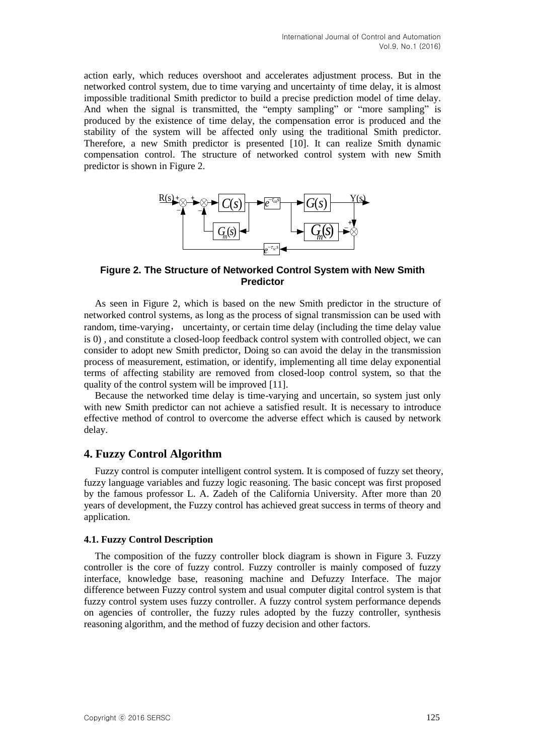action early, which reduces overshoot and accelerates adjustment process. But in the networked control system, due to time varying and uncertainty of time delay, it is almost impossible traditional Smith predictor to build a precise prediction model of time delay. And when the signal is transmitted, the "empty sampling" or "more sampling" is produced by the existence of time delay, the compensation error is produced and the stability of the system will be affected only using the traditional Smith predictor. Therefore, a new Smith predictor is presented [10]. It can realize Smith dynamic compensation control. The structure of networked control system with new Smith predictor is shown in Figure 2.

**Figure 2. The Structure of Networked Control System with New Smith Predictor**

As seen in Figure 2, which is based on the new Smith predictor in the structure of networked control systems, as long as the process of signal transmission can be used with random, time-varying, uncertainty, or certain time delay (including the time delay value is 0) , and constitute a closed-loop feedback control system with controlled object, we can consider to adopt new Smith predictor, Doing so can avoid the delay in the transmission process of measurement, estimation, or identify, implementing all time delay exponential terms of affecting stability are removed from closed-loop control system, so that the quality of the control system will be improved [11].

Because the networked time delay is time-varying and uncertain, so system just only with new Smith predictor can not achieve a satisfied result. It is necessary to introduce effective method of control to overcome the adverse effect which is caused by network delay.

## 4. Fuzzy Control Algorithm

Fuzzy control is computer intelligent control system. It is composed of fuzzy set theory, fuzzy language variables and fuzzy logic reasoning. The basic concept was first proposed by the famous professor L. A. Zadeh of the California University. After more than 20 years of development, the Fuzzy control has achieved great success in terms of theory and application.

### 4.1. Fuzzy Control Description

The composition of the fuzzy controller block diagram is shown in Figure 3. Fuzzy controller is the core of fuzzy control. Fuzzy controller is mainly composed of fuzzy interface, knowledge base, reasoning machine and Defuzzy Interface. The major difference between Fuzzy control system and usual computer digital control system is that fuzzy control system uses fuzzy controller. A fuzzy control system performance depends on agencies of controller, the fuzzy rules adopted by the fuzzy controller, synthesis reasoning algorithm, and the method of fuzzy decision and other factors.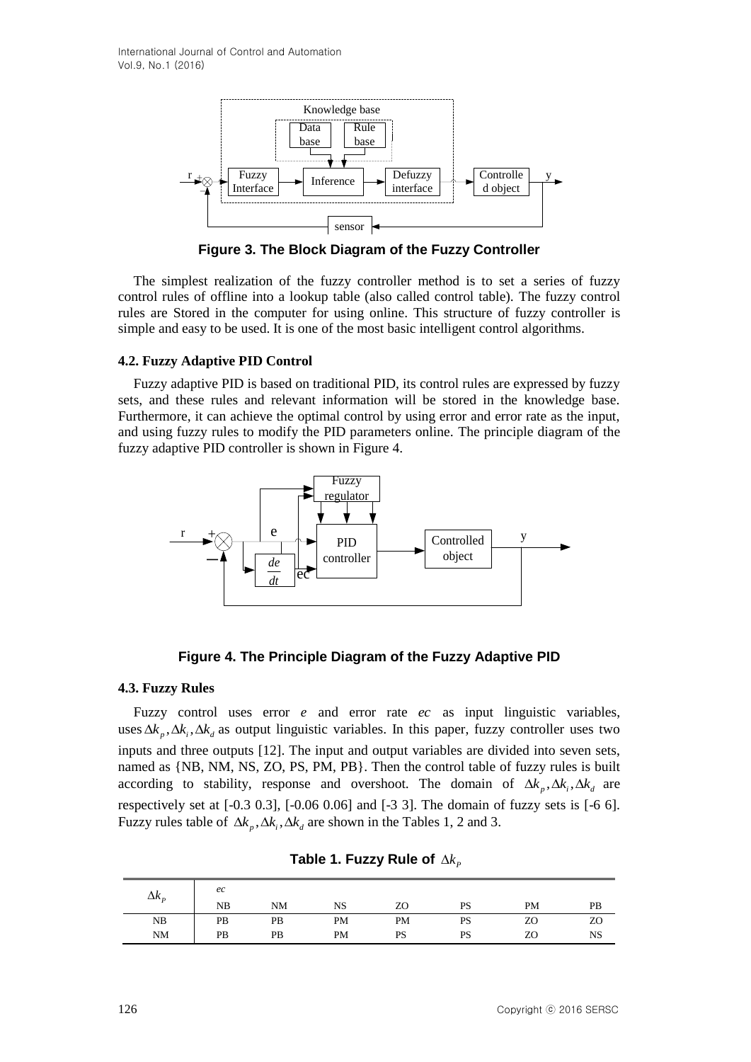Figure 3. The Block Diagram of the Fuzzy Controller

The simplest realization of the fuzzy controller method is to set a series of fuzzy control rules of offline into a lookup table (also called control table). The fuzzy control rules are Stored in the computer for using online. This structure of fuzzy controller is simple and easy to be used. It is one of the most basic intelligent control algorithms.

### 4.2. Fuzzy Adaptive PID Control

Fuzzy adaptive PID is based on traditional PID, its control rules are expressed by fuzzy sets, and these rules and relevant information will be stored in the knowledge base. Furthermore, it can achieve the optimal control by using error and error rate as the input, and using fuzzy rules to modify the PID parameters online. The principle diagram of the fuzzy adaptive PID controller is shown in Figure 4.

Figure 4. The Principle Diagram of the Fuzzy Adaptive PID

### 4.3. Fuzzy Rules

Fuzzy control uses error *e* and error rate *ec* as input linguistic variables, uses $\Delta k_p, \Delta k_i, \Delta k_d$ as output linguistic variables. In this paper, fuzzy controller uses two inputs and three outputs [12]. The input and output variables are divided into seven sets, named as {NB, NM, NS, ZO, PS, PM, PB}. Then the control table of fuzzy rules is built according to stability, response and overshoot. The domain of $\Delta k_p, \Delta k_i, \Delta k_d$ are respectively set at [-0.3 0.3], [-0.06 0.06] and [-3 3]. The domain of fuzzy sets is [-6 6]. Fuzzy rules table of $\Delta k_p, \Delta k_i, \Delta k_d$ are shown in the Tables 1, 2 and 3.

**Table 1. Fuzzy Rule of $\Delta k_P$**

| $\Delta k_P$ | *ec* | | | | | | |
|---|---|---|---|---|---|---|---|
| | NB | NM | NS | ZO | PS | PM | PB |
| NB | PB | PB | PM | PM | PS | ZO | ZO |
| NM | PB | PB | PM | PS | PS | ZO | NS |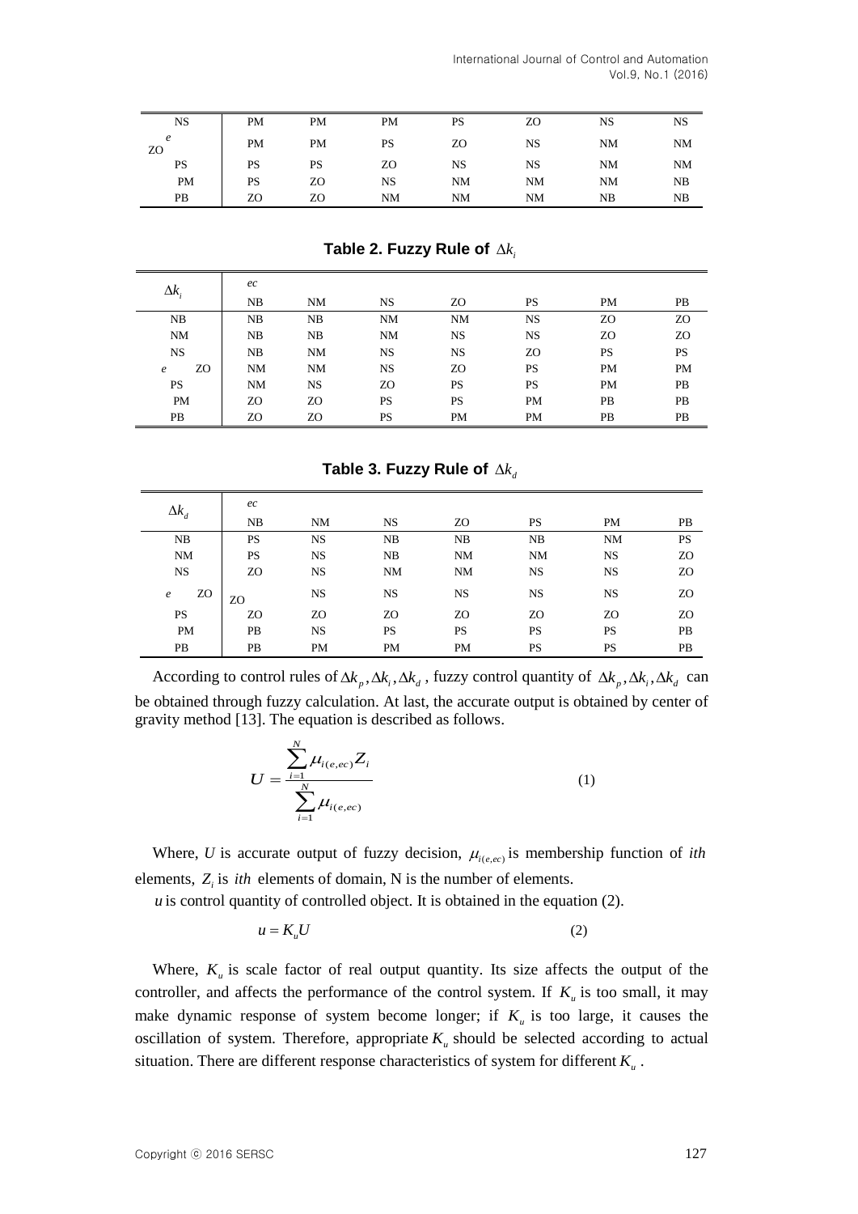|  |  |  |  |  |  |  |  |
|---|---|---|---|---|---|---|---|
| NS | PM | PM | PM | PS | ZO | NS | NS |
| *e* ZO | PM | PM | PS | ZO | NS | NM | NM |
| PS | PS | PS | ZO | NS | NS | NM | NM |
| PM | PS | ZO | NS | NM | NM | NM | NB |
| PB | ZO | ZO | NM | NM | NM | NB | NB |

**Table 2. Fuzzy Rule of $\Delta k_i$**

| $\Delta k_i$ | *ec* NB | NM | NS | ZO | PS | PM | PB |
|---|---|---|---|---|---|---|---|
| NB | NB | NB | NM | NM | NS | ZO | ZO |
| NM | NB | NB | NM | NS | NS | ZO | ZO |
| NS | NB | NM | NS | NS | ZO | PS | PS |
| *e* ZO | NM | NM | NS | ZO | PS | PM | PM |
| PS | NM | NS | ZO | PS | PS | PM | PB |
| PM | ZO | ZO | PS | PS | PM | PB | PB |
| PB | ZO | ZO | PS | PM | PM | PB | PB |

**Table 3. Fuzzy Rule of $\Delta k_d$**

| $\Delta k_d$ | *ec* NB | NM | NS | ZO | PS | PM | PB |
|---|---|---|---|---|---|---|---|
| NB | PS | NS | NB | NB | NB | NM | PS |
| NM | PS | NS | NB | NM | NM | NS | ZO |
| NS | ZO | NS | NM | NM | NS | NS | ZO |
| *e* ZO | ZO | NS | NS | NS | NS | NS | ZO |
| PS | ZO | ZO | ZO | ZO | ZO | ZO | ZO |
| PM | PB | NS | PS | PS | PS | PS | PB |
| PB | PB | PM | PM | PM | PS | PS | PB |

According to control rules of $\Delta k_p, \Delta k_i, \Delta k_d$, fuzzy control quantity of $\Delta k_p, \Delta k_i, \Delta k_d$ can be obtained through fuzzy calculation. At last, the accurate output is obtained by center of gravity method [13]. The equation is described as follows.

$$U = \frac{\sum_{i=1}^{N} \mu_{i(e,ec)} Z_i}{\sum_{i=1}^{N} \mu_{i(e,ec)}} \tag{1}$$

Where, $U$ is accurate output of fuzzy decision, $\mu_{i(e,ec)}$ is membership function of *ith* elements, $Z_i$ is *ith* elements of domain, N is the number of elements.

$u$ is control quantity of controlled object. It is obtained in the equation (2).

$$u = K_u U \tag{2}$$

Where, $K_u$ is scale factor of real output quantity. Its size affects the output of the controller, and affects the performance of the control system. If $K_u$ is too small, it may make dynamic response of system become longer; if $K_u$ is too large, it causes the oscillation of system. Therefore, appropriate $K_u$ should be selected according to actual situation. There are different response characteristics of system for different $K_u$.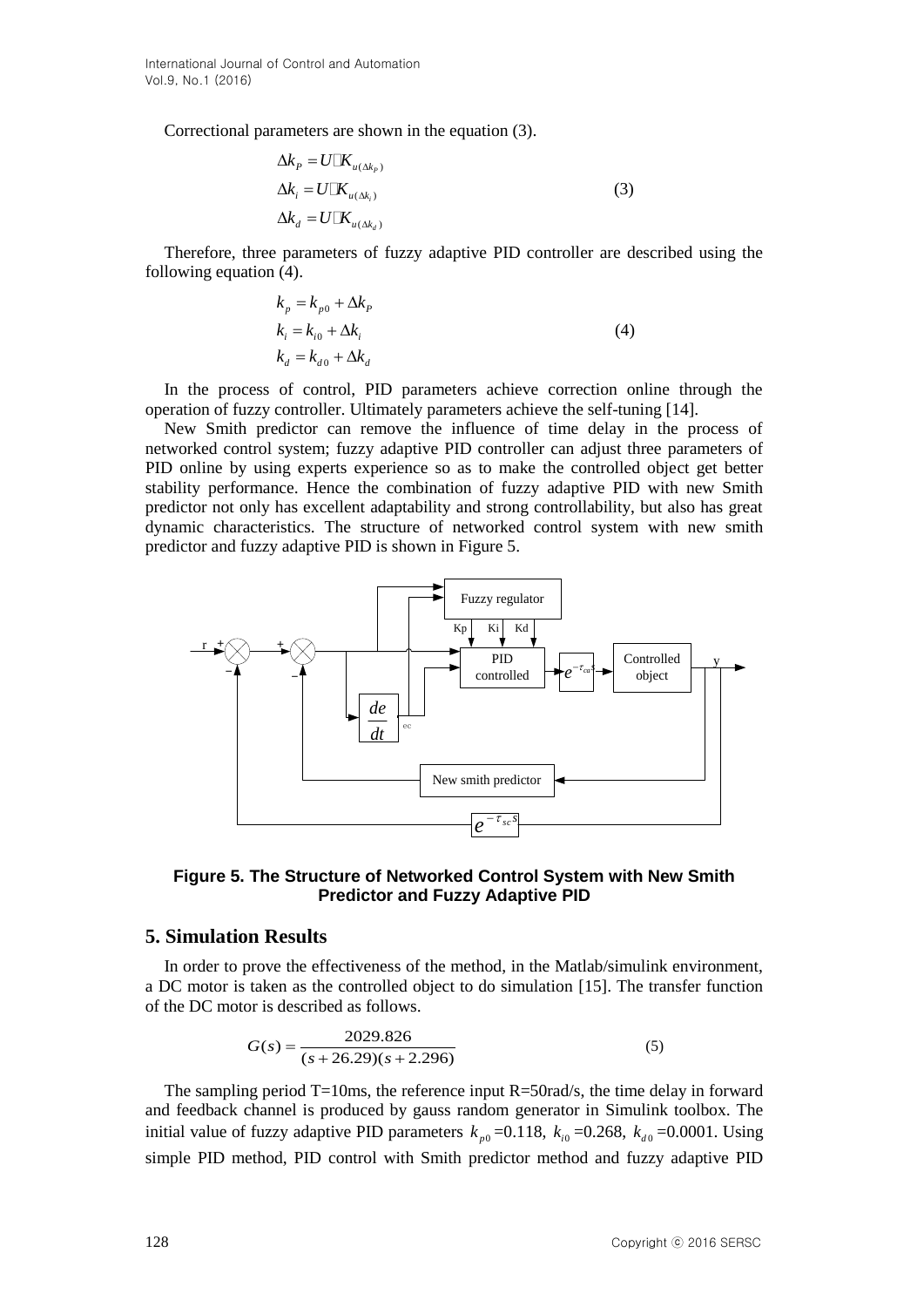Correctional parameters are shown in the equation (3).

$$
\begin{aligned}
\Delta k_P &= U \cdot K_{u(\Delta k_P)} \\
\Delta k_i &= U \cdot K_{u(\Delta k_i)} \\
\Delta k_d &= U \cdot K_{u(\Delta k_d)}
\end{aligned}
\tag{3}
$$

Therefore, three parameters of fuzzy adaptive PID controller are described using the following equation (4).

$$
\begin{aligned}
k_p &= k_{p0} + \Delta k_P \\
k_i &= k_{i0} + \Delta k_i \\
k_d &= k_{d0} + \Delta k_d
\end{aligned}
\tag{4}
$$

In the process of control, PID parameters achieve correction online through the operation of fuzzy controller. Ultimately parameters achieve the self-tuning [14].

New Smith predictor can remove the influence of time delay in the process of networked control system; fuzzy adaptive PID controller can adjust three parameters of PID online by using experts experience so as to make the controlled object get better stability performance. Hence the combination of fuzzy adaptive PID with new Smith predictor not only has excellent adaptability and strong controllability, but also has great dynamic characteristics. The structure of networked control system with new smith predictor and fuzzy adaptive PID is shown in Figure 5.

**Figure 5. The Structure of Networked Control System with New Smith Predictor and Fuzzy Adaptive PID**

## 5. Simulation Results

In order to prove the effectiveness of the method, in the Matlab/simulink environment, a DC motor is taken as the controlled object to do simulation [15]. The transfer function of the DC motor is described as follows.

$$
G(s) = \frac{2029.826}{(s+26.29)(s+2.296)} \tag{5}
$$

The sampling period T=10ms, the reference input R=50rad/s, the time delay in forward and feedback channel is produced by gauss random generator in Simulink toolbox. The initial value of fuzzy adaptive PID parameters $k_{p0}$=0.118, $k_{i0}$=0.268, $k_{d0}$=0.0001. Using simple PID method, PID control with Smith predictor method and fuzzy adaptive PID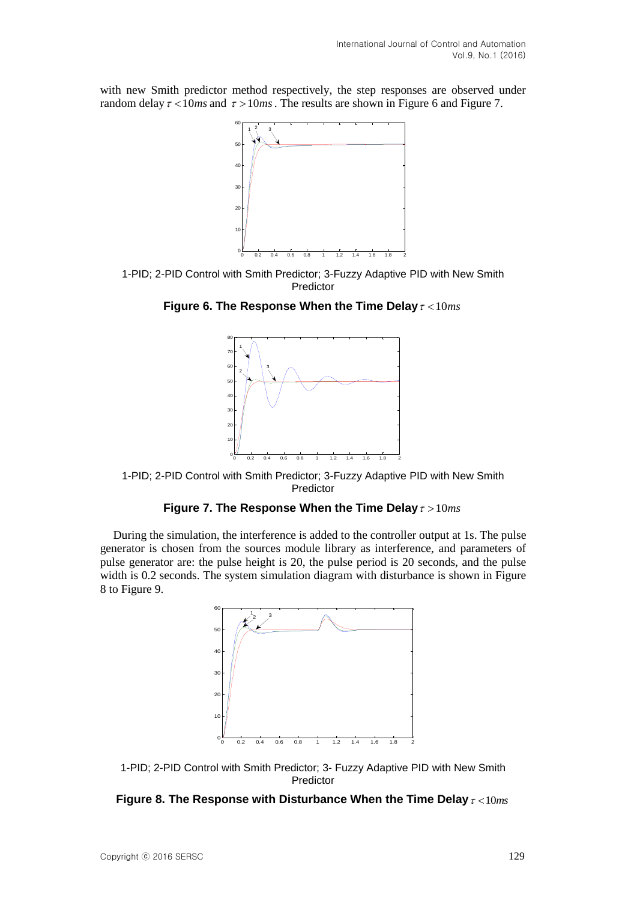with new Smith predictor method respectively, the step responses are observed under random delay $\tau < 10ms$ and $\tau > 10ms$. The results are shown in Figure 6 and Figure 7.

1-PID; 2-PID Control with Smith Predictor; 3-Fuzzy Adaptive PID with New Smith Predictor

**Figure 6. The Response When the Time Delay $\tau < 10ms$**

1-PID; 2-PID Control with Smith Predictor; 3-Fuzzy Adaptive PID with New Smith Predictor

**Figure 7. The Response When the Time Delay $\tau > 10ms$**

During the simulation, the interference is added to the controller output at 1s. The pulse generator is chosen from the sources module library as interference, and parameters of pulse generator are: the pulse height is 20, the pulse period is 20 seconds, and the pulse width is 0.2 seconds. The system simulation diagram with disturbance is shown in Figure 8 to Figure 9.

1-PID; 2-PID Control with Smith Predictor; 3- Fuzzy Adaptive PID with New Smith Predictor

**Figure 8. The Response with Disturbance When the Time Delay $\tau < 10ms$**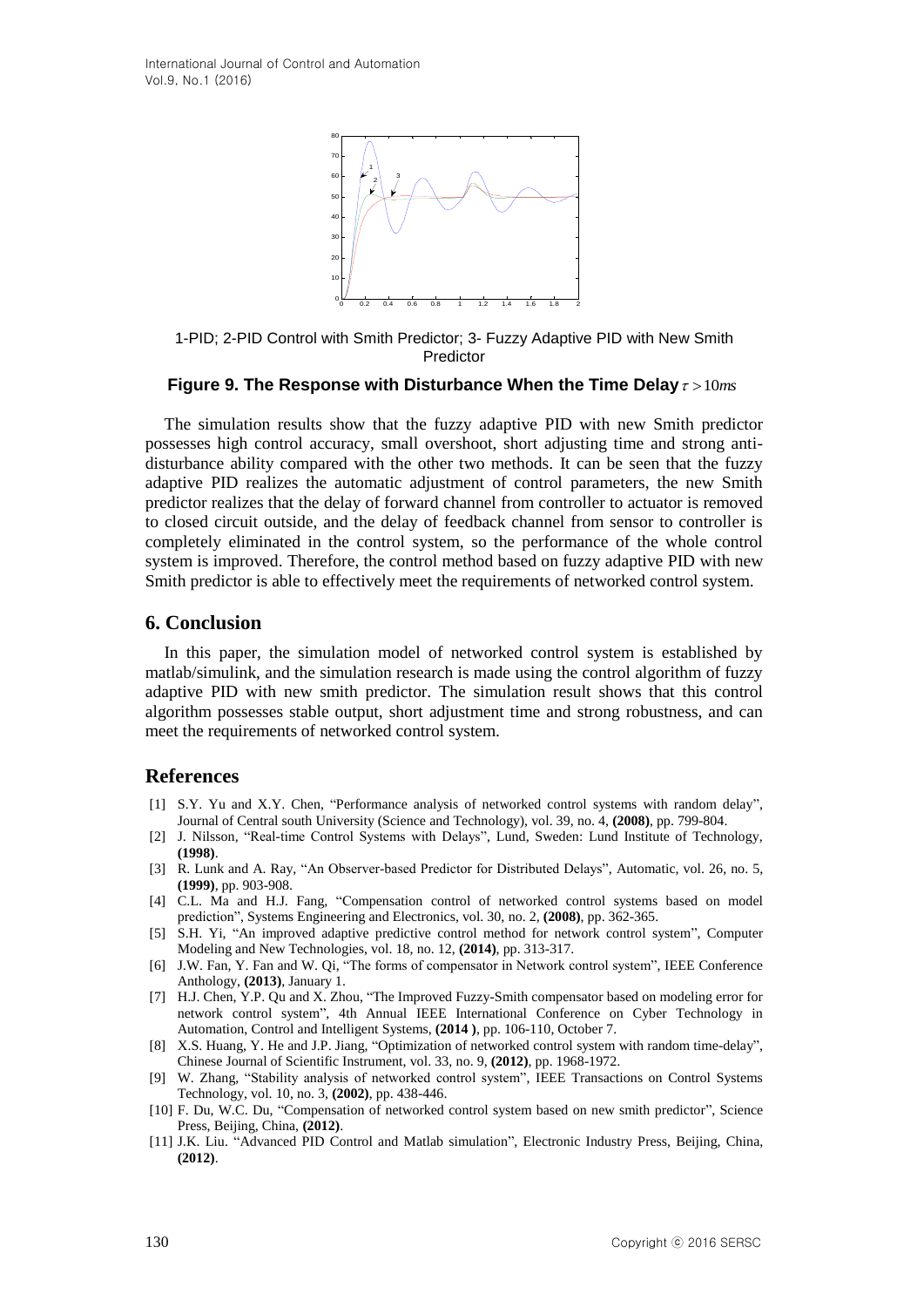1-PID; 2-PID Control with Smith Predictor; 3- Fuzzy Adaptive PID with New Smith Predictor

**Figure 9. The Response with Disturbance When the Time Delay $\tau > 10ms$**

The simulation results show that the fuzzy adaptive PID with new Smith predictor possesses high control accuracy, small overshoot, short adjusting time and strong anti-disturbance ability compared with the other two methods. It can be seen that the fuzzy adaptive PID realizes the automatic adjustment of control parameters, the new Smith predictor realizes that the delay of forward channel from controller to actuator is removed to closed circuit outside, and the delay of feedback channel from sensor to controller is completely eliminated in the control system, so the performance of the whole control system is improved. Therefore, the control method based on fuzzy adaptive PID with new Smith predictor is able to effectively meet the requirements of networked control system.

## 6. Conclusion

In this paper, the simulation model of networked control system is established by matlab/simulink, and the simulation research is made using the control algorithm of fuzzy adaptive PID with new smith predictor. The simulation result shows that this control algorithm possesses stable output, short adjustment time and strong robustness, and can meet the requirements of networked control system.

## References

[1] S.Y. Yu and X.Y. Chen, "Performance analysis of networked control systems with random delay", Journal of Central south University (Science and Technology), vol. 39, no. 4, **(2008)**, pp. 799-804.

[2] J. Nilsson, "Real-time Control Systems with Delays", Lund, Sweden: Lund Institute of Technology, **(1998)**.

[3] R. Lunk and A. Ray, "An Observer-based Predictor for Distributed Delays", Automatic, vol. 26, no. 5, **(1999)**, pp. 903-908.

[4] C.L. Ma and H.J. Fang, "Compensation control of networked control systems based on model prediction", Systems Engineering and Electronics, vol. 30, no. 2, **(2008)**, pp. 362-365.

[5] S.H. Yi, "An improved adaptive predictive control method for network control system", Computer Modeling and New Technologies, vol. 18, no. 12, **(2014)**, pp. 313-317.

[6] J.W. Fan, Y. Fan and W. Qi, "The forms of compensator in Network control system", IEEE Conference Anthology, **(2013)**, January 1.

[7] H.J. Chen, Y.P. Qu and X. Zhou, "The Improved Fuzzy-Smith compensator based on modeling error for network control system", 4th Annual IEEE International Conference on Cyber Technology in Automation, Control and Intelligent Systems, **(2014 )**, pp. 106-110, October 7.

[8] X.S. Huang, Y. He and J.P. Jiang, "Optimization of networked control system with random time-delay", Chinese Journal of Scientific Instrument, vol. 33, no. 9, **(2012)**, pp. 1968-1972.

[9] W. Zhang, "Stability analysis of networked control system", IEEE Transactions on Control Systems Technology, vol. 10, no. 3, **(2002)**, pp. 438-446.

[10] F. Du, W.C. Du, "Compensation of networked control system based on new smith predictor", Science Press, Beijing, China, **(2012)**.

[11] J.K. Liu. "Advanced PID Control and Matlab simulation", Electronic Industry Press, Beijing, China, **(2012)**.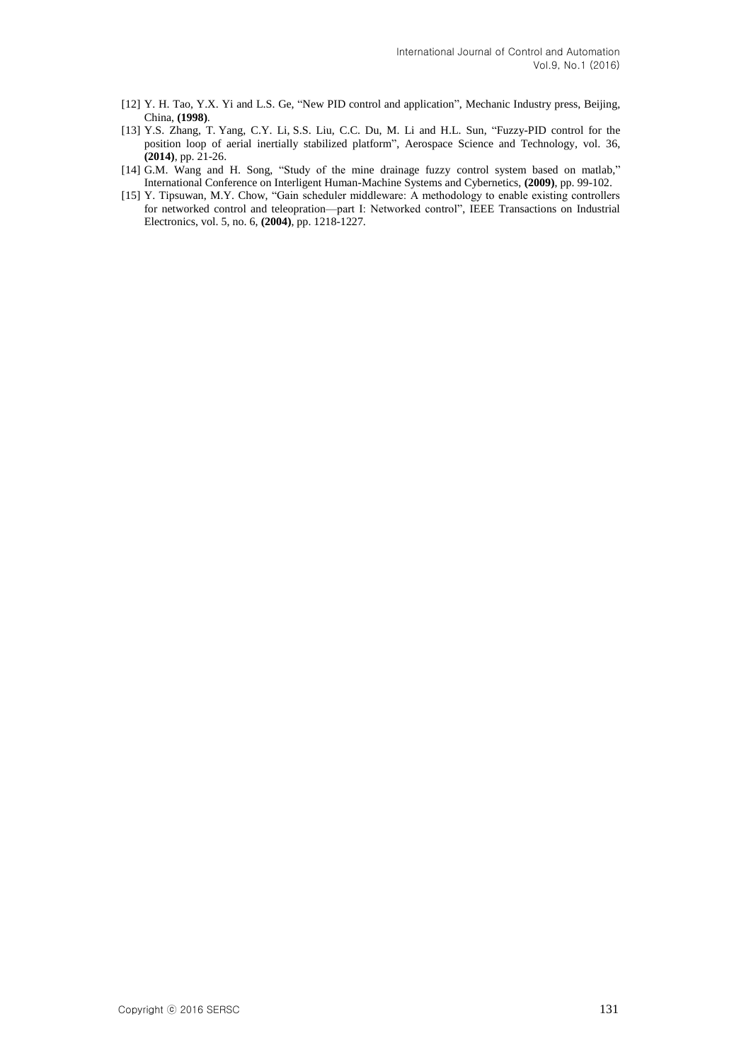[12] Y. H. Tao, Y.X. Yi and L.S. Ge, "New PID control and application", Mechanic Industry press, Beijing, China, **(1998)**.

[13] Y.S. Zhang, T. Yang, C.Y. Li, S.S. Liu, C.C. Du, M. Li and H.L. Sun, "Fuzzy-PID control for the position loop of aerial inertially stabilized platform", Aerospace Science and Technology, vol. 36, **(2014)**, pp. 21-26.

[14] G.M. Wang and H. Song, "Study of the mine drainage fuzzy control system based on matlab," International Conference on Interligent Human-Machine Systems and Cybernetics, **(2009)**, pp. 99-102.

[15] Y. Tipsuwan, M.Y. Chow, "Gain scheduler middleware: A methodology to enable existing controllers for networked control and teleopration—part I: Networked control", IEEE Transactions on Industrial Electronics, vol. 5, no. 6, **(2004)**, pp. 1218-1227.